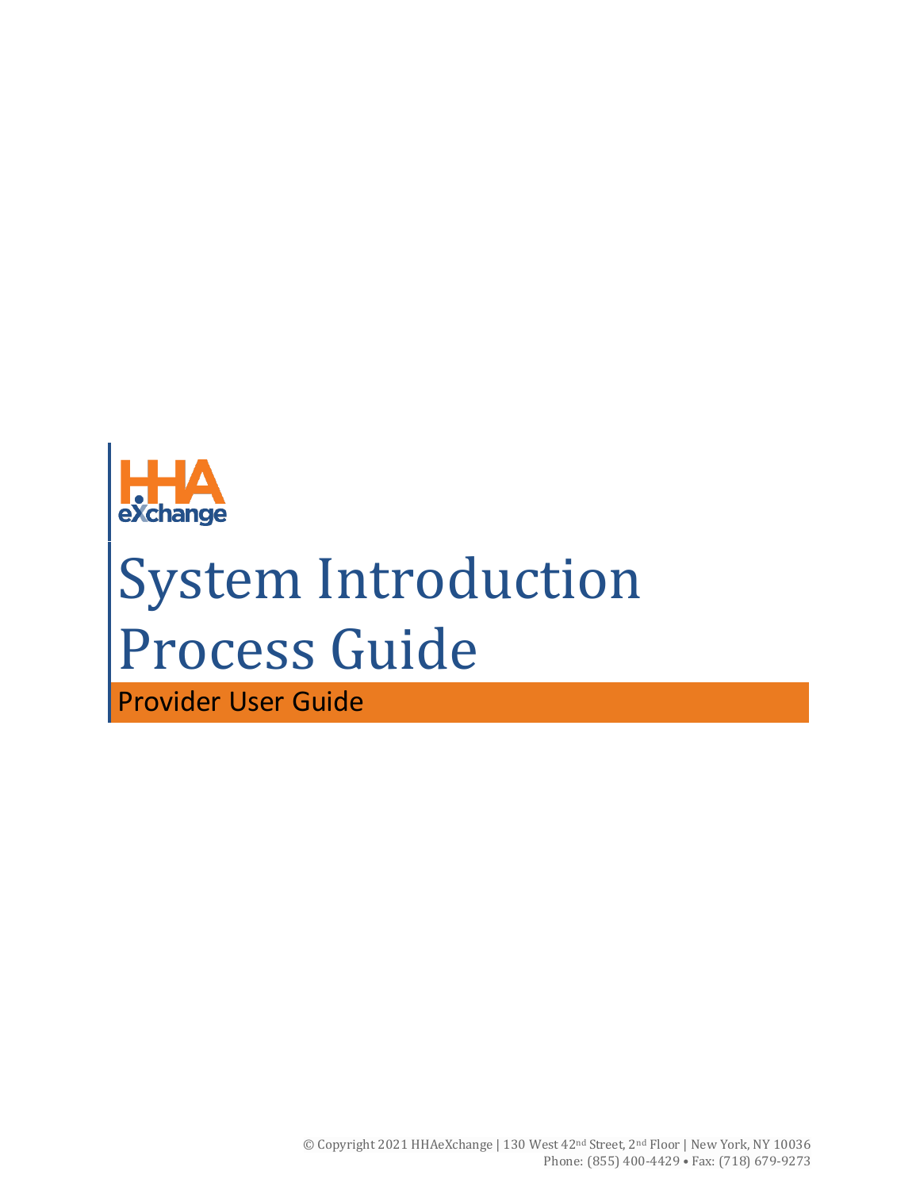HHA eXchange

# System Introduction Process Guide

## Provider User Guide

© Copyright 2021 HHAeXchange | 130 West 42nd Street, 2nd Floor | New York, NY 10036
Phone: (855) 400-4429 • Fax: (718) 679-9273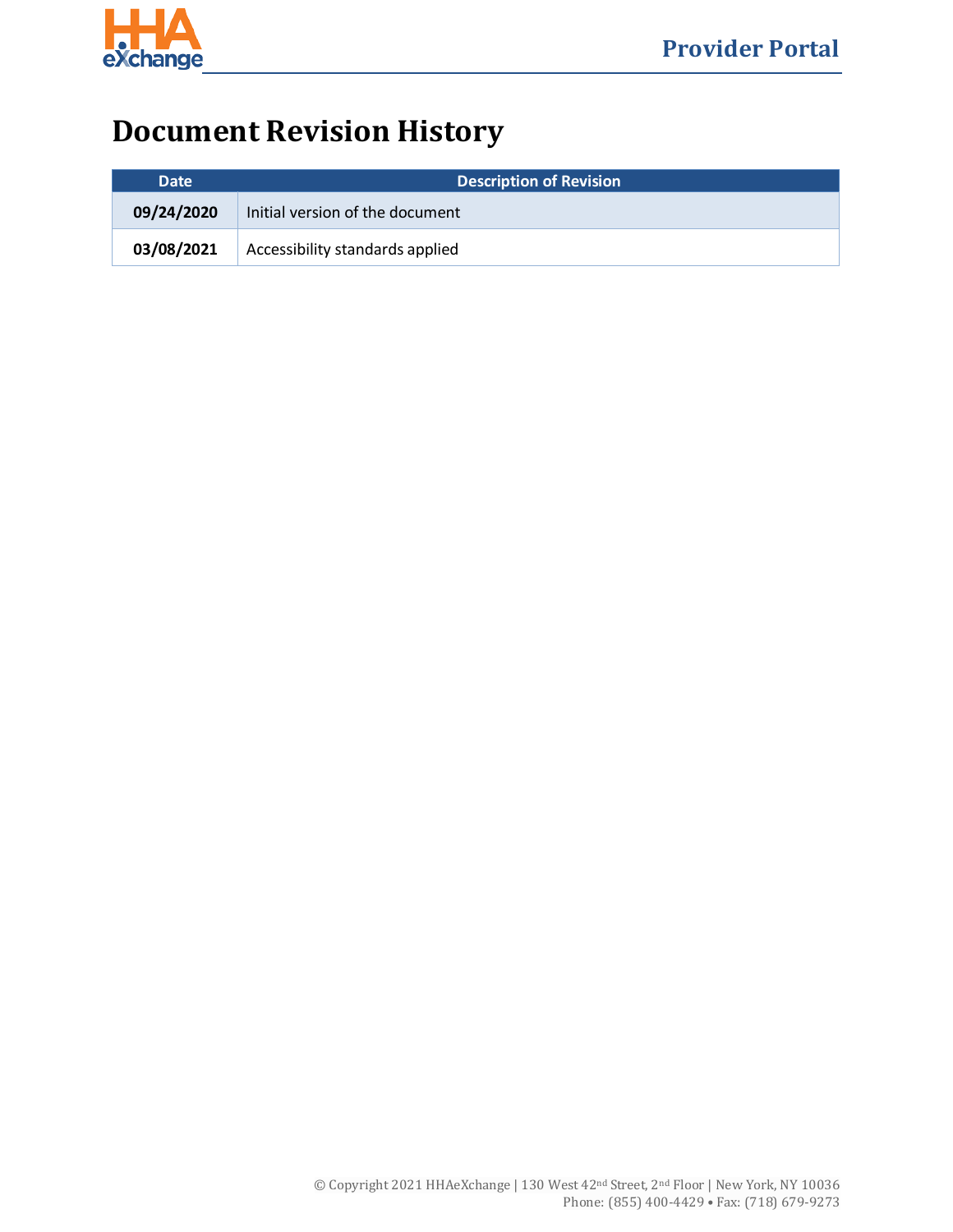# Document Revision History

| Date | Description of Revision |
| --- | --- |
| **09/24/2020** | Initial version of the document |
| **03/08/2021** | Accessibility standards applied |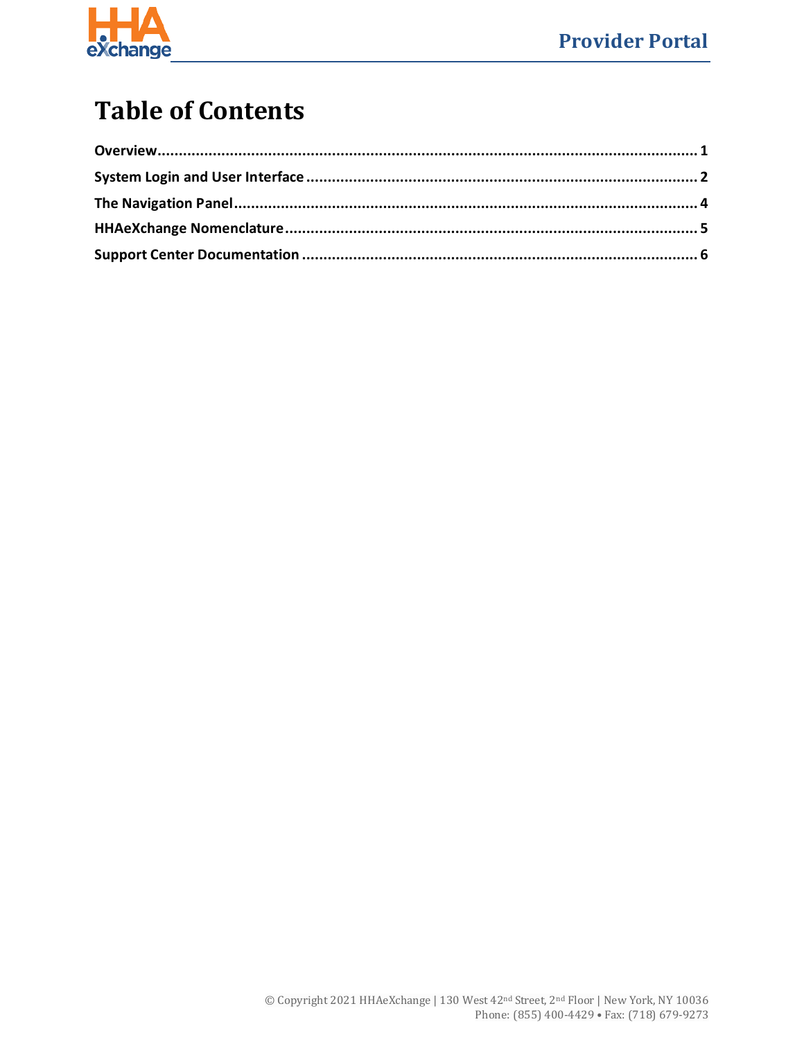# Table of Contents

**Overview** ........................................................................................................ **1**

**System Login and User Interface** ......................................................................... **2**

**The Navigation Panel** ......................................................................................... **4**

**HHAeXchange Nomenclature** ............................................................................... **5**

**Support Center Documentation** ........................................................................... **6**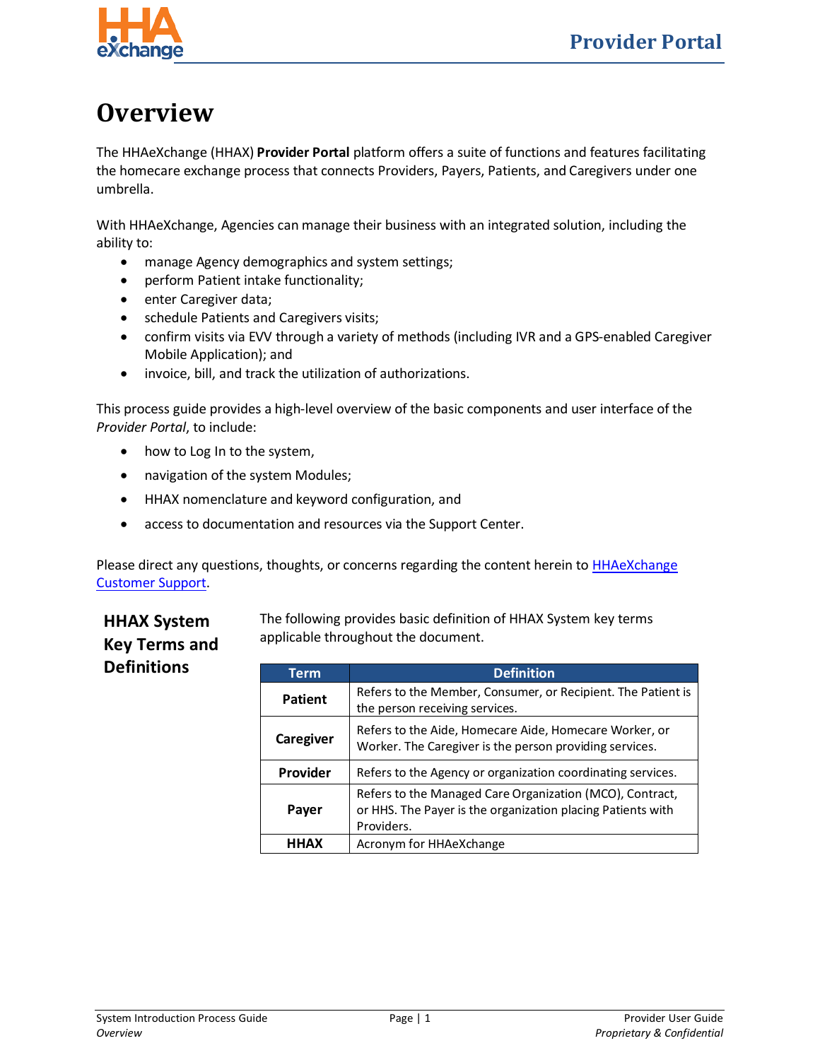# Overview

The HHAeXchange (HHAX) **Provider Portal** platform offers a suite of functions and features facilitating the homecare exchange process that connects Providers, Payers, Patients, and Caregivers under one umbrella.

With HHAeXchange, Agencies can manage their business with an integrated solution, including the ability to:

- manage Agency demographics and system settings;
- perform Patient intake functionality;
- enter Caregiver data;
- schedule Patients and Caregivers visits;
- confirm visits via EVV through a variety of methods (including IVR and a GPS-enabled Caregiver Mobile Application); and
- invoice, bill, and track the utilization of authorizations.

This process guide provides a high-level overview of the basic components and user interface of the *Provider Portal*, to include:

- how to Log In to the system,
- navigation of the system Modules;
- HHAX nomenclature and keyword configuration, and
- access to documentation and resources via the Support Center.

Please direct any questions, thoughts, or concerns regarding the content herein to HHAeXchange Customer Support.

## HHAX System Key Terms and Definitions

The following provides basic definition of HHAX System key terms applicable throughout the document.

| Term | Definition |
|---|---|
| **Patient** | Refers to the Member, Consumer, or Recipient. The Patient is the person receiving services. |
| **Caregiver** | Refers to the Aide, Homecare Aide, Homecare Worker, or Worker. The Caregiver is the person providing services. |
| **Provider** | Refers to the Agency or organization coordinating services. |
| **Payer** | Refers to the Managed Care Organization (MCO), Contract, or HHS. The Payer is the organization placing Patients with Providers. |
| **HHAX** | Acronym for HHAeXchange |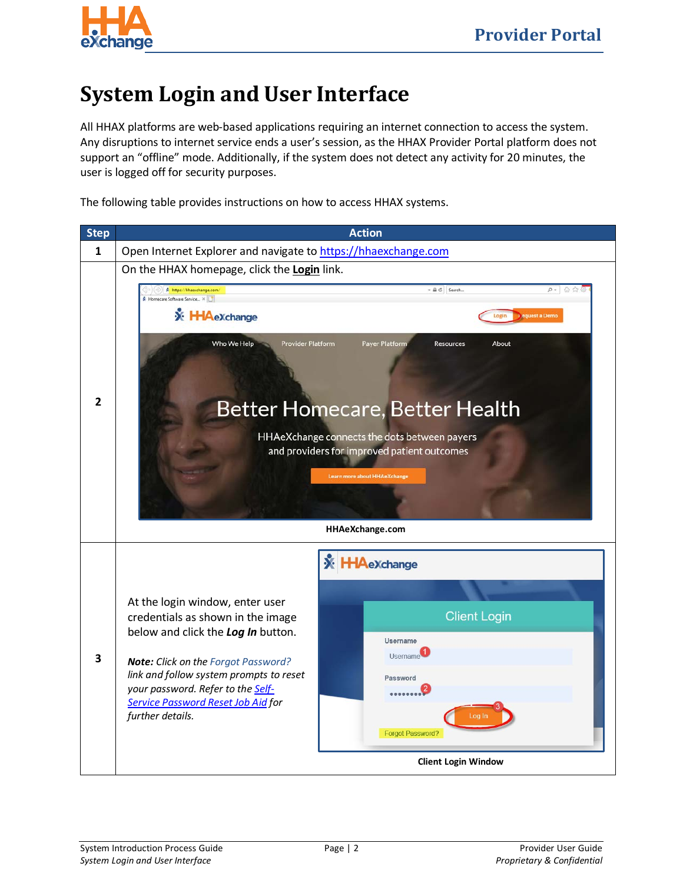# System Login and User Interface

All HHAX platforms are web-based applications requiring an internet connection to access the system. Any disruptions to internet service ends a user's session, as the HHAX Provider Portal platform does not support an "offline" mode. Additionally, if the system does not detect any activity for 20 minutes, the user is logged off for security purposes.

The following table provides instructions on how to access HHAX systems.

| Step | Action |
|---|---|
| 1 | Open Internet Explorer and navigate to https://hhaexchange.com |
| 2 | On the HHAX homepage, click the **Login** link.<br><br>HHAeXchange.com |
| 3 | At the login window, enter user credentials as shown in the image below and click the ***Log In*** button.<br><br>***Note:*** *Click on the Forgot Password? link and follow system prompts to reset your password. Refer to the Self-Service Password Reset Job Aid for further details.*<br><br>Client Login Window |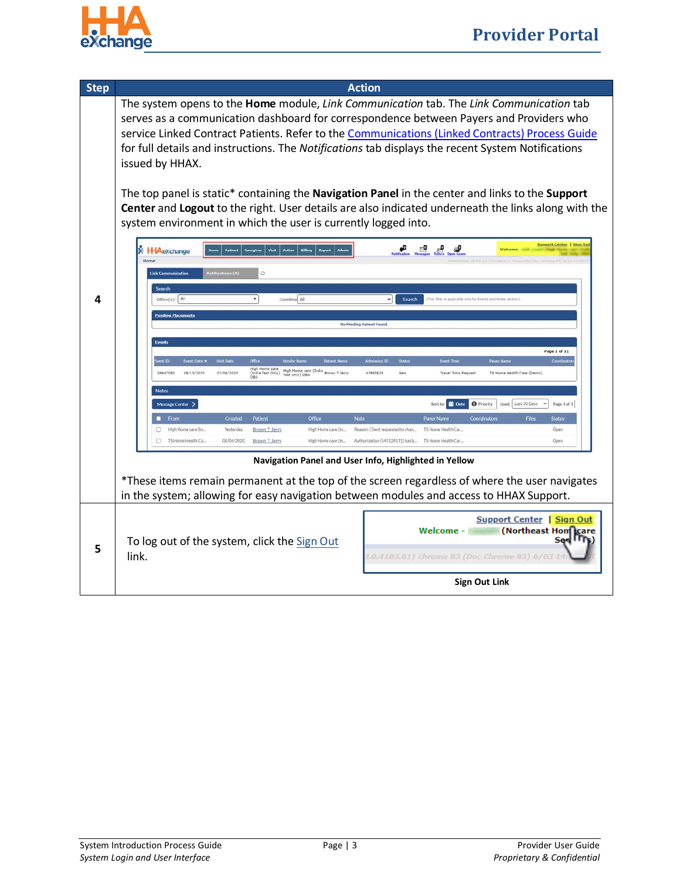| Step | Action |
|---|---|
| 4 | The system opens to the **Home** module, *Link Communication* tab. The *Link Communication* tab serves as a communication dashboard for correspondence between Payers and Providers who service Linked Contract Patients. Refer to the Communications (Linked Contracts) Process Guide for full details and instructions. The *Notifications* tab displays the recent System Notifications issued by HHAX.<br><br>The top panel is static* containing the **Navigation Panel** in the center and links to the **Support Center** and **Logout** to the right. User details are also indicated underneath the links along with the system environment in which the user is currently logged into.<br><br>**Navigation Panel and User Info, Highlighted in Yellow**<br><br>*These items remain permanent at the top of the screen regardless of where the user navigates in the system; allowing for easy navigation between modules and access to HHAX Support. |
| 5 | To log out of the system, click the Sign Out link.<br><br>**Sign Out Link** |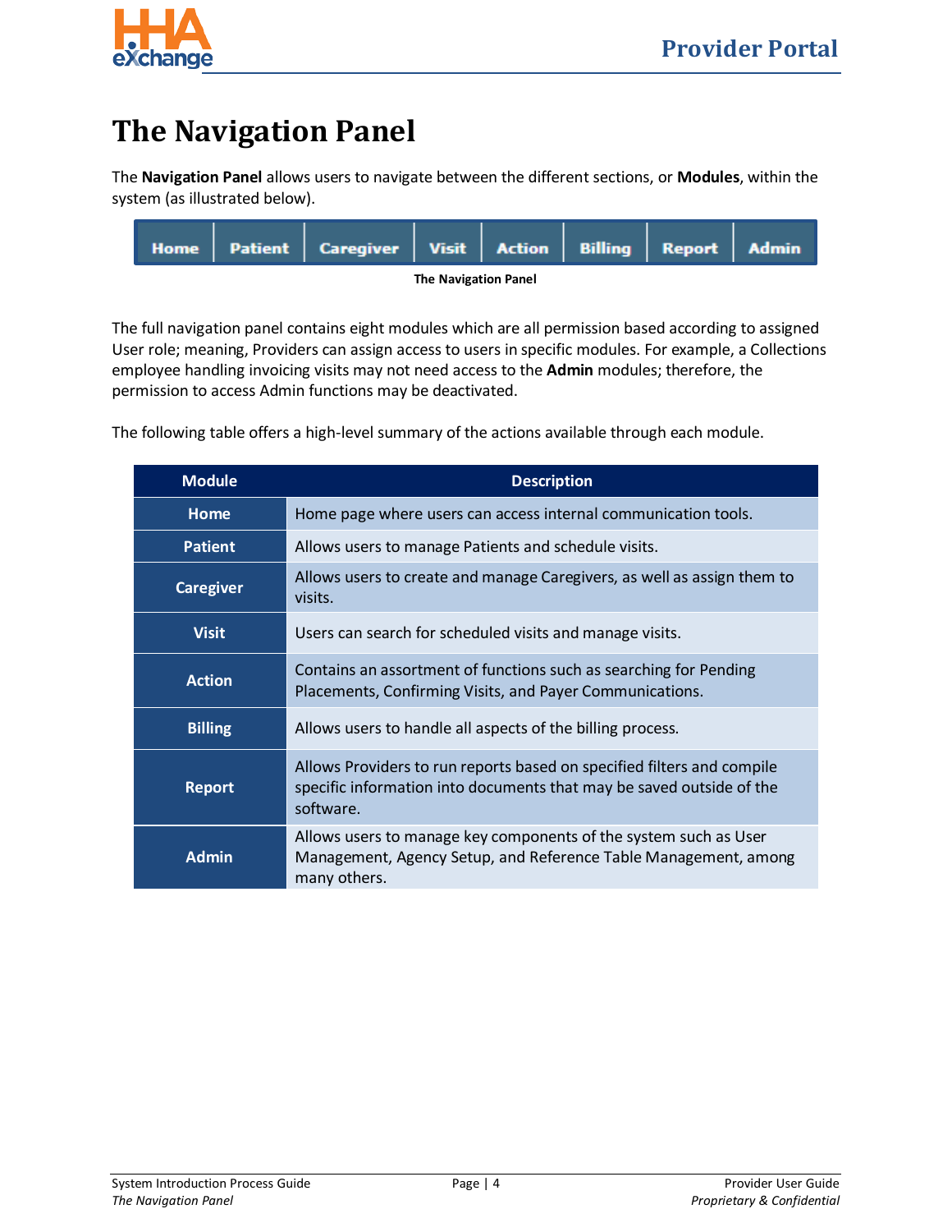# The Navigation Panel

The **Navigation Panel** allows users to navigate between the different sections, or **Modules**, within the system (as illustrated below).

| Home | Patient | Caregiver | Visit | Action | Billing | Report | Admin |
|---|---|---|---|---|---|---|---|

**The Navigation Panel**

The full navigation panel contains eight modules which are all permission based according to assigned User role; meaning, Providers can assign access to users in specific modules. For example, a Collections employee handling invoicing visits may not need access to the **Admin** modules; therefore, the permission to access Admin functions may be deactivated.

The following table offers a high-level summary of the actions available through each module.

| Module | Description |
|---|---|
| **Home** | Home page where users can access internal communication tools. |
| **Patient** | Allows users to manage Patients and schedule visits. |
| **Caregiver** | Allows users to create and manage Caregivers, as well as assign them to visits. |
| **Visit** | Users can search for scheduled visits and manage visits. |
| **Action** | Contains an assortment of functions such as searching for Pending Placements, Confirming Visits, and Payer Communications. |
| **Billing** | Allows users to handle all aspects of the billing process. |
| **Report** | Allows Providers to run reports based on specified filters and compile specific information into documents that may be saved outside of the software. |
| **Admin** | Allows users to manage key components of the system such as User Management, Agency Setup, and Reference Table Management, among many others. |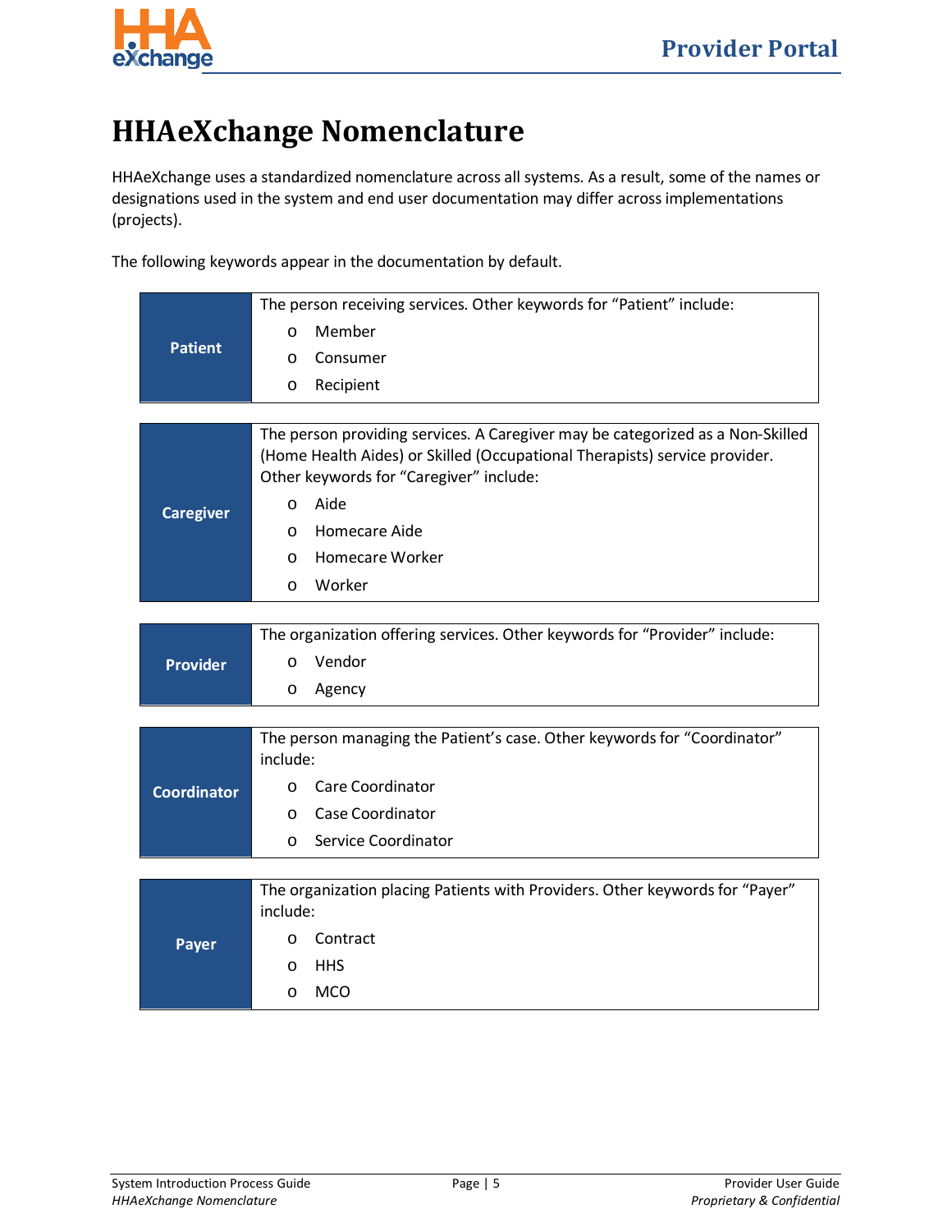# HHAeXchange Nomenclature

HHAeXchange uses a standardized nomenclature across all systems. As a result, some of the names or designations used in the system and end user documentation may differ across implementations (projects).

The following keywords appear in the documentation by default.

| Keyword | Description |
|---|---|
| **Patient** | The person receiving services. Other keywords for "Patient" include:<br>o Member<br>o Consumer<br>o Recipient |
| **Caregiver** | The person providing services. A Caregiver may be categorized as a Non-Skilled (Home Health Aides) or Skilled (Occupational Therapists) service provider. Other keywords for "Caregiver" include:<br>o Aide<br>o Homecare Aide<br>o Homecare Worker<br>o Worker |
| **Provider** | The organization offering services. Other keywords for "Provider" include:<br>o Vendor<br>o Agency |
| **Coordinator** | The person managing the Patient's case. Other keywords for "Coordinator" include:<br>o Care Coordinator<br>o Case Coordinator<br>o Service Coordinator |
| **Payer** | The organization placing Patients with Providers. Other keywords for "Payer" include:<br>o Contract<br>o HHS<br>o MCO |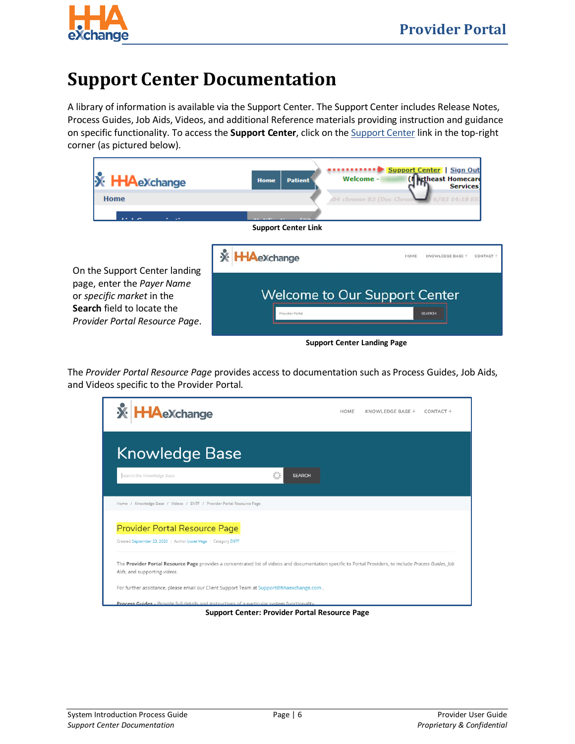# Support Center Documentation

A library of information is available via the Support Center. The Support Center includes Release Notes, Process Guides, Job Aids, Videos, and additional Reference materials providing instruction and guidance on specific functionality. To access the **Support Center**, click on the Support Center link in the top-right corner (as pictured below).

**Support Center Link**

On the Support Center landing page, enter the *Payer Name* or *specific market* in the **Search** field to locate the *Provider Portal Resource Page*.

**Support Center Landing Page**

The *Provider Portal Resource Page* provides access to documentation such as Process Guides, Job Aids, and Videos specific to the Provider Portal.

**Support Center: Provider Portal Resource Page**